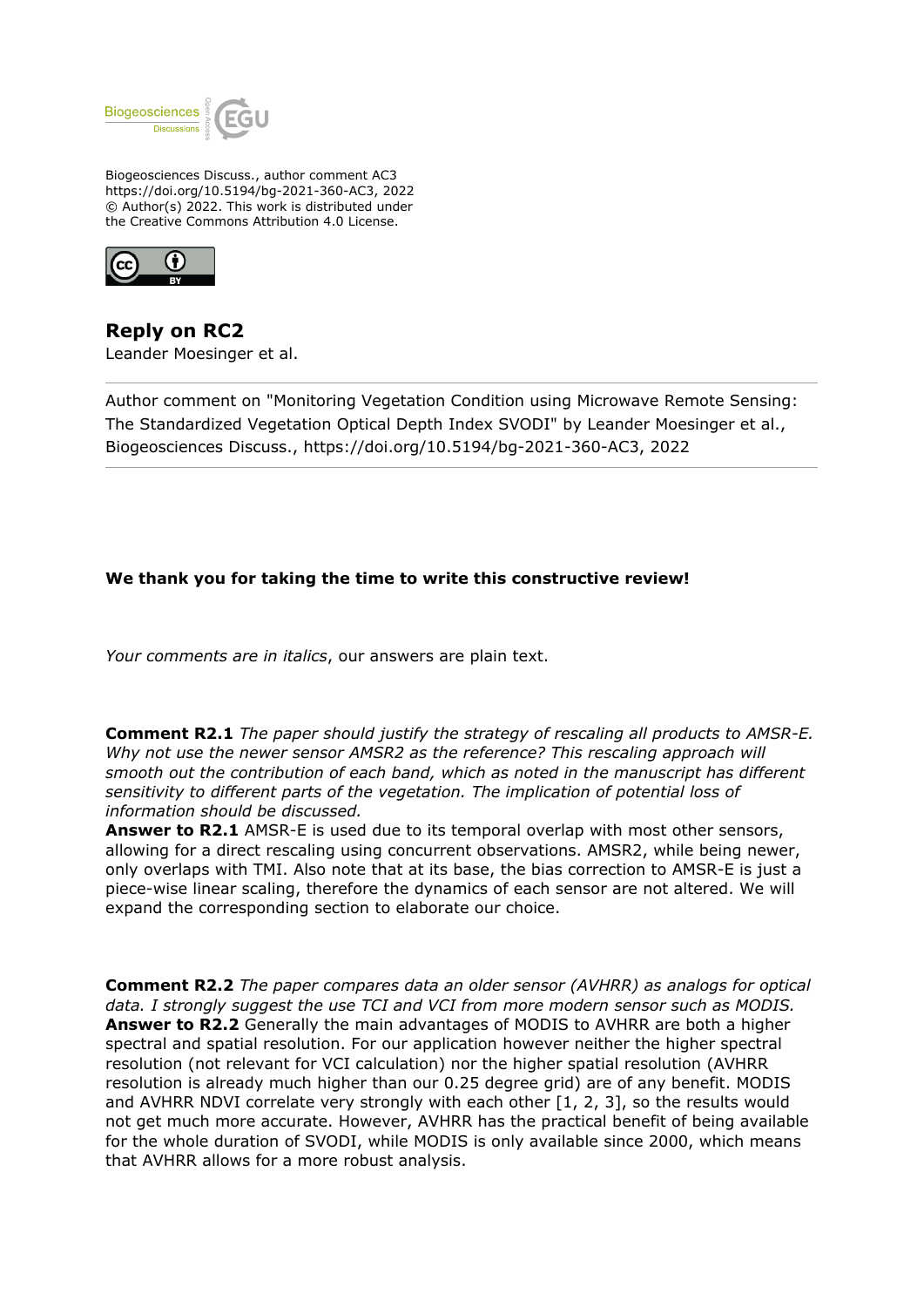Biogeosciences Discuss., author comment AC3
https://doi.org/10.5194/bg-2021-360-AC3, 2022
© Author(s) 2022. This work is distributed under
the Creative Commons Attribution 4.0 License.

## Reply on RC2

Leander Moesinger et al.

---

Author comment on "Monitoring Vegetation Condition using Microwave Remote Sensing: The Standardized Vegetation Optical Depth Index SVODI" by Leander Moesinger et al., Biogeosciences Discuss., https://doi.org/10.5194/bg-2021-360-AC3, 2022

---

**We thank you for taking the time to write this constructive review!**

*Your comments are in italics*, our answers are plain text.

**Comment R2.1** *The paper should justify the strategy of rescaling all products to AMSR-E. Why not use the newer sensor AMSR2 as the reference? This rescaling approach will smooth out the contribution of each band, which as noted in the manuscript has different sensitivity to different parts of the vegetation. The implication of potential loss of information should be discussed.*

**Answer to R2.1** AMSR-E is used due to its temporal overlap with most other sensors, allowing for a direct rescaling using concurrent observations. AMSR2, while being newer, only overlaps with TMI. Also note that at its base, the bias correction to AMSR-E is just a piece-wise linear scaling, therefore the dynamics of each sensor are not altered. We will expand the corresponding section to elaborate our choice.

**Comment R2.2** *The paper compares data an older sensor (AVHRR) as analogs for optical data. I strongly suggest the use TCI and VCI from more modern sensor such as MODIS.*

**Answer to R2.2** Generally the main advantages of MODIS to AVHRR are both a higher spectral and spatial resolution. For our application however neither the higher spectral resolution (not relevant for VCI calculation) nor the higher spatial resolution (AVHRR resolution is already much higher than our 0.25 degree grid) are of any benefit. MODIS and AVHRR NDVI correlate very strongly with each other [1, 2, 3], so the results would not get much more accurate. However, AVHRR has the practical benefit of being available for the whole duration of SVODI, while MODIS is only available since 2000, which means that AVHRR allows for a more robust analysis.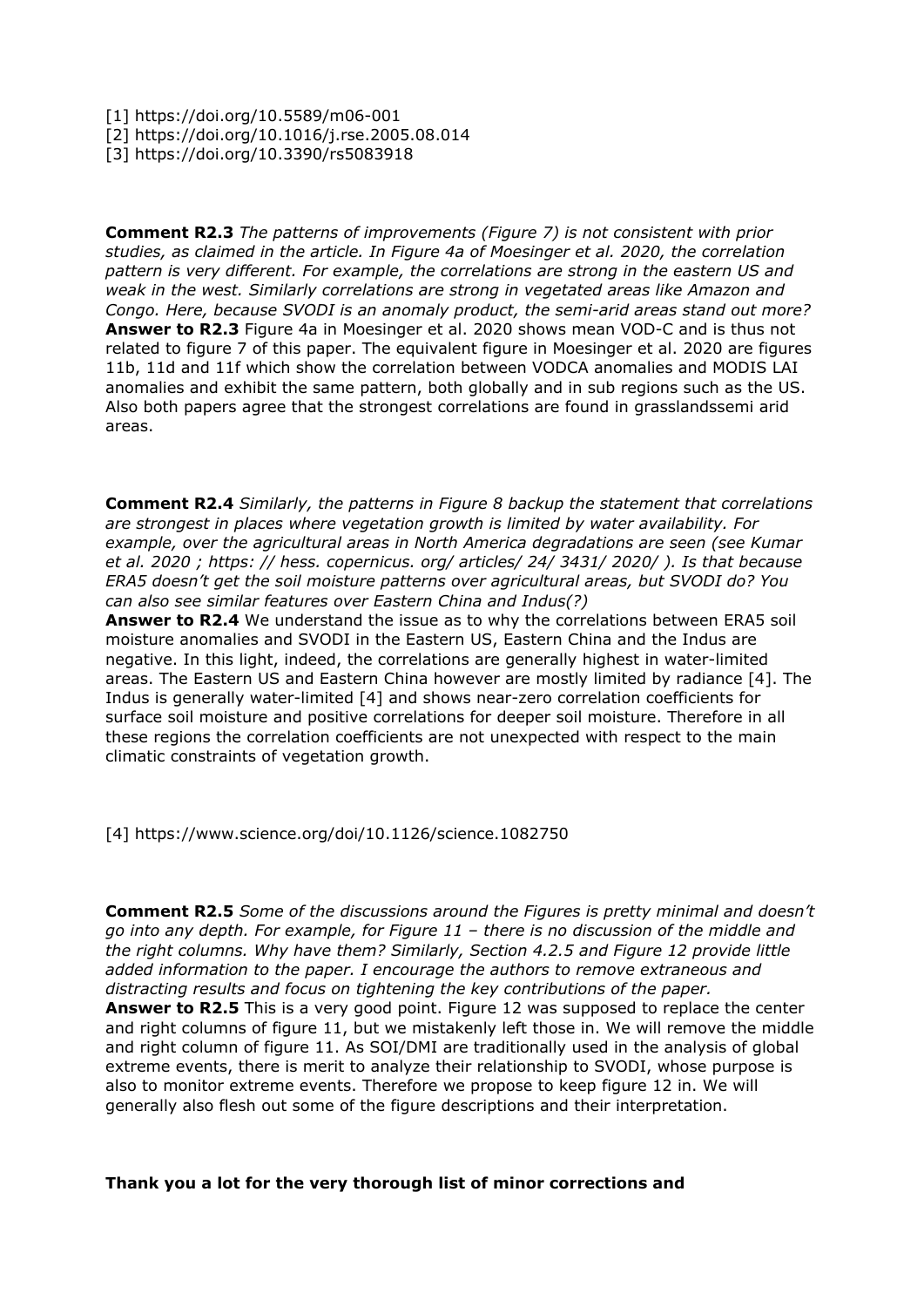[1] https://doi.org/10.5589/m06-001
[2] https://doi.org/10.1016/j.rse.2005.08.014
[3] https://doi.org/10.3390/rs5083918

**Comment R2.3** *The patterns of improvements (Figure 7) is not consistent with prior studies, as claimed in the article. In Figure 4a of Moesinger et al. 2020, the correlation pattern is very different. For example, the correlations are strong in the eastern US and weak in the west. Similarly correlations are strong in vegetated areas like Amazon and Congo. Here, because SVODI is an anomaly product, the semi-arid areas stand out more?*
**Answer to R2.3** Figure 4a in Moesinger et al. 2020 shows mean VOD-C and is thus not related to figure 7 of this paper. The equivalent figure in Moesinger et al. 2020 are figures 11b, 11d and 11f which show the correlation between VODCA anomalies and MODIS LAI anomalies and exhibit the same pattern, both globally and in sub regions such as the US. Also both papers agree that the strongest correlations are found in grasslandssemi arid areas.

**Comment R2.4** *Similarly, the patterns in Figure 8 backup the statement that correlations are strongest in places where vegetation growth is limited by water availability. For example, over the agricultural areas in North America degradations are seen (see Kumar et al. 2020 ; https: // hess. copernicus. org/ articles/ 24/ 3431/ 2020/ ). Is that because ERA5 doesn't get the soil moisture patterns over agricultural areas, but SVODI do? You can also see similar features over Eastern China and Indus(?)*
**Answer to R2.4** We understand the issue as to why the correlations between ERA5 soil moisture anomalies and SVODI in the Eastern US, Eastern China and the Indus are negative. In this light, indeed, the correlations are generally highest in water-limited areas. The Eastern US and Eastern China however are mostly limited by radiance [4]. The Indus is generally water-limited [4] and shows near-zero correlation coefficients for surface soil moisture and positive correlations for deeper soil moisture. Therefore in all these regions the correlation coefficients are not unexpected with respect to the main climatic constraints of vegetation growth.

[4] https://www.science.org/doi/10.1126/science.1082750

**Comment R2.5** *Some of the discussions around the Figures is pretty minimal and doesn't go into any depth. For example, for Figure 11 – there is no discussion of the middle and the right columns. Why have them? Similarly, Section 4.2.5 and Figure 12 provide little added information to the paper. I encourage the authors to remove extraneous and distracting results and focus on tightening the key contributions of the paper.*
**Answer to R2.5** This is a very good point. Figure 12 was supposed to replace the center and right columns of figure 11, but we mistakenly left those in. We will remove the middle and right column of figure 11. As SOI/DMI are traditionally used in the analysis of global extreme events, there is merit to analyze their relationship to SVODI, whose purpose is also to monitor extreme events. Therefore we propose to keep figure 12 in. We will generally also flesh out some of the figure descriptions and their interpretation.

**Thank you a lot for the very thorough list of minor corrections and**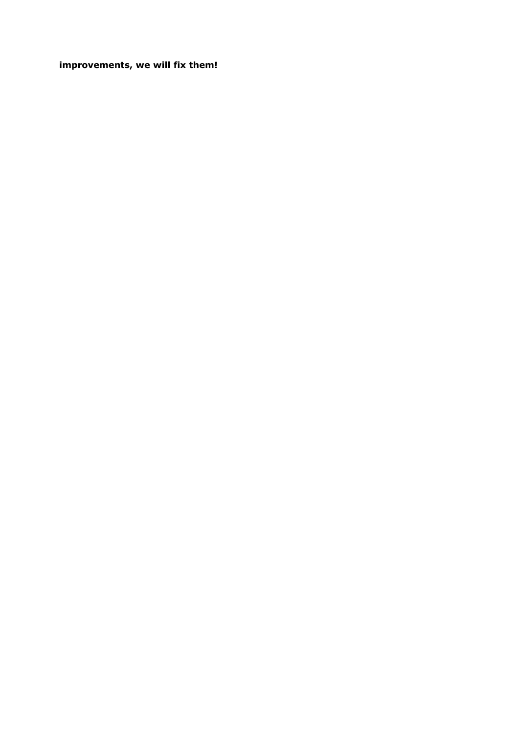**improvements, we will fix them!**